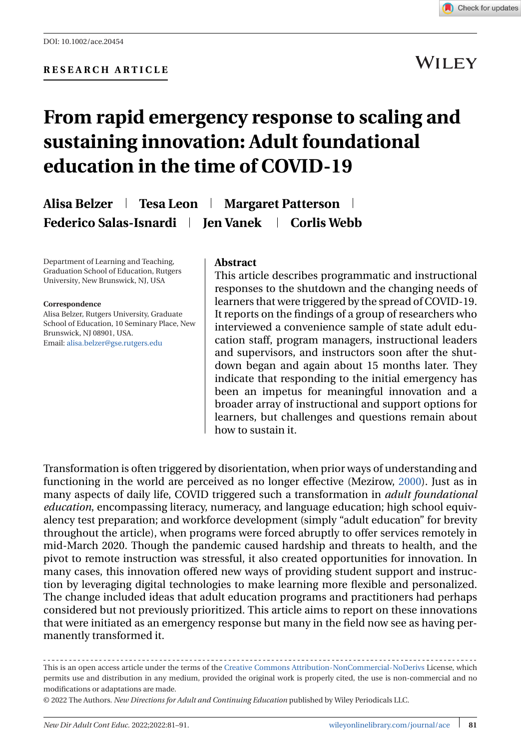DOI: 10.1002/ace.20454

**RESEARCH ARTICLE**

# From rapid emergency response to scaling and sustaining innovation: Adult foundational education in the time of COVID-19

**Alisa Belzer | Tesa Leon | Margaret Patterson | Federico Salas-Isnardi | Jen Vanek | Corlis Webb**

Department of Learning and Teaching, Graduation School of Education, Rutgers University, New Brunswick, NJ, USA

**Correspondence**
Alisa Belzer, Rutgers University, Graduate School of Education, 10 Seminary Place, New Brunswick, NJ 08901, USA.
Email: alisa.belzer@gse.rutgers.edu

## Abstract

This article describes programmatic and instructional responses to the shutdown and the changing needs of learners that were triggered by the spread of COVID-19. It reports on the findings of a group of researchers who interviewed a convenience sample of state adult education staff, program managers, instructional leaders and supervisors, and instructors soon after the shutdown began and again about 15 months later. They indicate that responding to the initial emergency has been an impetus for meaningful innovation and a broader array of instructional and support options for learners, but challenges and questions remain about how to sustain it.

Transformation is often triggered by disorientation, when prior ways of understanding and functioning in the world are perceived as no longer effective (Mezirow, 2000). Just as in many aspects of daily life, COVID triggered such a transformation in *adult foundational education*, encompassing literacy, numeracy, and language education; high school equivalency test preparation; and workforce development (simply "adult education" for brevity throughout the article), when programs were forced abruptly to offer services remotely in mid-March 2020. Though the pandemic caused hardship and threats to health, and the pivot to remote instruction was stressful, it also created opportunities for innovation. In many cases, this innovation offered new ways of providing student support and instruction by leveraging digital technologies to make learning more flexible and personalized. The change included ideas that adult education programs and practitioners had perhaps considered but not previously prioritized. This article aims to report on these innovations that were initiated as an emergency response but many in the field now see as having permanently transformed it.

This is an open access article under the terms of the Creative Commons Attribution-NonCommercial-NoDerivs License, which permits use and distribution in any medium, provided the original work is properly cited, the use is non-commercial and no modifications or adaptations are made.
© 2022 The Authors. *New Directions for Adult and Continuing Education* published by Wiley Periodicals LLC.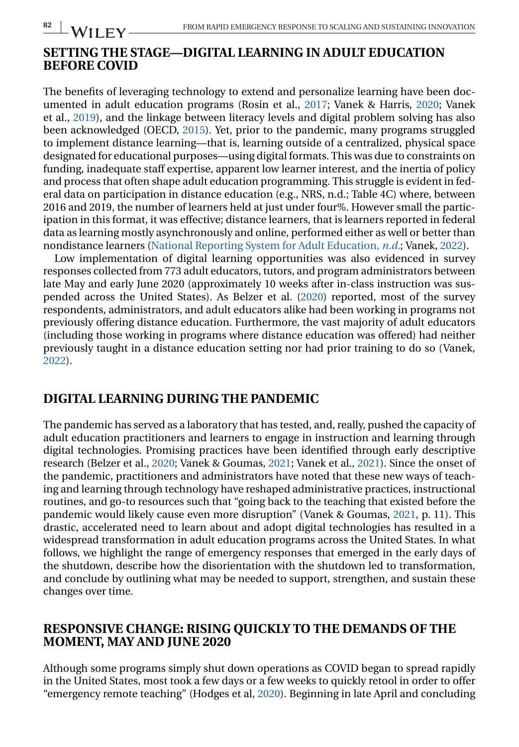## SETTING THE STAGE—DIGITAL LEARNING IN ADULT EDUCATION BEFORE COVID

The benefits of leveraging technology to extend and personalize learning have been documented in adult education programs (Rosin et al., 2017; Vanek & Harris, 2020; Vanek et al., 2019), and the linkage between literacy levels and digital problem solving has also been acknowledged (OECD, 2015). Yet, prior to the pandemic, many programs struggled to implement distance learning—that is, learning outside of a centralized, physical space designated for educational purposes—using digital formats. This was due to constraints on funding, inadequate staff expertise, apparent low learner interest, and the inertia of policy and process that often shape adult education programming. This struggle is evident in federal data on participation in distance education (e.g., NRS, n.d.; Table 4C) where, between 2016 and 2019, the number of learners held at just under four%. However small the participation in this format, it was effective; distance learners, that is learners reported in federal data as learning mostly asynchronously and online, performed either as well or better than nondistance learners (National Reporting System for Adult Education, *n.d.*; Vanek, 2022).

Low implementation of digital learning opportunities was also evidenced in survey responses collected from 773 adult educators, tutors, and program administrators between late May and early June 2020 (approximately 10 weeks after in-class instruction was suspended across the United States). As Belzer et al. (2020) reported, most of the survey respondents, administrators, and adult educators alike had been working in programs not previously offering distance education. Furthermore, the vast majority of adult educators (including those working in programs where distance education was offered) had neither previously taught in a distance education setting nor had prior training to do so (Vanek, 2022).

## DIGITAL LEARNING DURING THE PANDEMIC

The pandemic has served as a laboratory that has tested, and, really, pushed the capacity of adult education practitioners and learners to engage in instruction and learning through digital technologies. Promising practices have been identified through early descriptive research (Belzer et al., 2020; Vanek & Goumas, 2021; Vanek et al., 2021). Since the onset of the pandemic, practitioners and administrators have noted that these new ways of teaching and learning through technology have reshaped administrative practices, instructional routines, and go-to resources such that "going back to the teaching that existed before the pandemic would likely cause even more disruption" (Vanek & Goumas, 2021, p. 11). This drastic, accelerated need to learn about and adopt digital technologies has resulted in a widespread transformation in adult education programs across the United States. In what follows, we highlight the range of emergency responses that emerged in the early days of the shutdown, describe how the disorientation with the shutdown led to transformation, and conclude by outlining what may be needed to support, strengthen, and sustain these changes over time.

## RESPONSIVE CHANGE: RISING QUICKLY TO THE DEMANDS OF THE MOMENT, MAY AND JUNE 2020

Although some programs simply shut down operations as COVID began to spread rapidly in the United States, most took a few days or a few weeks to quickly retool in order to offer "emergency remote teaching" (Hodges et al, 2020). Beginning in late April and concluding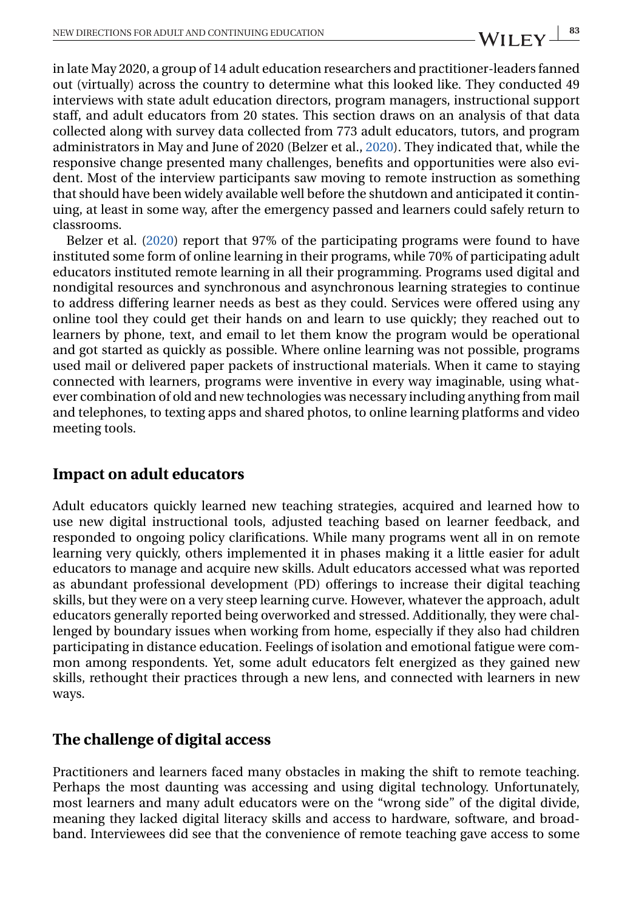in late May 2020, a group of 14 adult education researchers and practitioner-leaders fanned out (virtually) across the country to determine what this looked like. They conducted 49 interviews with state adult education directors, program managers, instructional support staff, and adult educators from 20 states. This section draws on an analysis of that data collected along with survey data collected from 773 adult educators, tutors, and program administrators in May and June of 2020 (Belzer et al., 2020). They indicated that, while the responsive change presented many challenges, benefits and opportunities were also evident. Most of the interview participants saw moving to remote instruction as something that should have been widely available well before the shutdown and anticipated it continuing, at least in some way, after the emergency passed and learners could safely return to classrooms.

Belzer et al. (2020) report that 97% of the participating programs were found to have instituted some form of online learning in their programs, while 70% of participating adult educators instituted remote learning in all their programming. Programs used digital and nondigital resources and synchronous and asynchronous learning strategies to continue to address differing learner needs as best as they could. Services were offered using any online tool they could get their hands on and learn to use quickly; they reached out to learners by phone, text, and email to let them know the program would be operational and got started as quickly as possible. Where online learning was not possible, programs used mail or delivered paper packets of instructional materials. When it came to staying connected with learners, programs were inventive in every way imaginable, using whatever combination of old and new technologies was necessary including anything from mail and telephones, to texting apps and shared photos, to online learning platforms and video meeting tools.

## Impact on adult educators

Adult educators quickly learned new teaching strategies, acquired and learned how to use new digital instructional tools, adjusted teaching based on learner feedback, and responded to ongoing policy clarifications. While many programs went all in on remote learning very quickly, others implemented it in phases making it a little easier for adult educators to manage and acquire new skills. Adult educators accessed what was reported as abundant professional development (PD) offerings to increase their digital teaching skills, but they were on a very steep learning curve. However, whatever the approach, adult educators generally reported being overworked and stressed. Additionally, they were challenged by boundary issues when working from home, especially if they also had children participating in distance education. Feelings of isolation and emotional fatigue were common among respondents. Yet, some adult educators felt energized as they gained new skills, rethought their practices through a new lens, and connected with learners in new ways.

## The challenge of digital access

Practitioners and learners faced many obstacles in making the shift to remote teaching. Perhaps the most daunting was accessing and using digital technology. Unfortunately, most learners and many adult educators were on the "wrong side" of the digital divide, meaning they lacked digital literacy skills and access to hardware, software, and broadband. Interviewees did see that the convenience of remote teaching gave access to some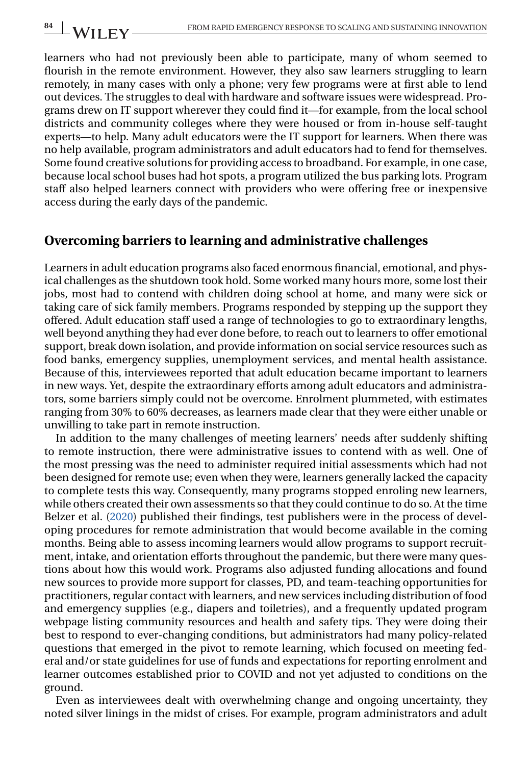learners who had not previously been able to participate, many of whom seemed to flourish in the remote environment. However, they also saw learners struggling to learn remotely, in many cases with only a phone; very few programs were at first able to lend out devices. The struggles to deal with hardware and software issues were widespread. Programs drew on IT support wherever they could find it—for example, from the local school districts and community colleges where they were housed or from in-house self-taught experts—to help. Many adult educators were the IT support for learners. When there was no help available, program administrators and adult educators had to fend for themselves. Some found creative solutions for providing access to broadband. For example, in one case, because local school buses had hot spots, a program utilized the bus parking lots. Program staff also helped learners connect with providers who were offering free or inexpensive access during the early days of the pandemic.

## Overcoming barriers to learning and administrative challenges

Learners in adult education programs also faced enormous financial, emotional, and physical challenges as the shutdown took hold. Some worked many hours more, some lost their jobs, most had to contend with children doing school at home, and many were sick or taking care of sick family members. Programs responded by stepping up the support they offered. Adult education staff used a range of technologies to go to extraordinary lengths, well beyond anything they had ever done before, to reach out to learners to offer emotional support, break down isolation, and provide information on social service resources such as food banks, emergency supplies, unemployment services, and mental health assistance. Because of this, interviewees reported that adult education became important to learners in new ways. Yet, despite the extraordinary efforts among adult educators and administrators, some barriers simply could not be overcome. Enrolment plummeted, with estimates ranging from 30% to 60% decreases, as learners made clear that they were either unable or unwilling to take part in remote instruction.

In addition to the many challenges of meeting learners' needs after suddenly shifting to remote instruction, there were administrative issues to contend with as well. One of the most pressing was the need to administer required initial assessments which had not been designed for remote use; even when they were, learners generally lacked the capacity to complete tests this way. Consequently, many programs stopped enroling new learners, while others created their own assessments so that they could continue to do so. At the time Belzer et al. (2020) published their findings, test publishers were in the process of developing procedures for remote administration that would become available in the coming months. Being able to assess incoming learners would allow programs to support recruitment, intake, and orientation efforts throughout the pandemic, but there were many questions about how this would work. Programs also adjusted funding allocations and found new sources to provide more support for classes, PD, and team-teaching opportunities for practitioners, regular contact with learners, and new services including distribution of food and emergency supplies (e.g., diapers and toiletries), and a frequently updated program webpage listing community resources and health and safety tips. They were doing their best to respond to ever-changing conditions, but administrators had many policy-related questions that emerged in the pivot to remote learning, which focused on meeting federal and/or state guidelines for use of funds and expectations for reporting enrolment and learner outcomes established prior to COVID and not yet adjusted to conditions on the ground.

Even as interviewees dealt with overwhelming change and ongoing uncertainty, they noted silver linings in the midst of crises. For example, program administrators and adult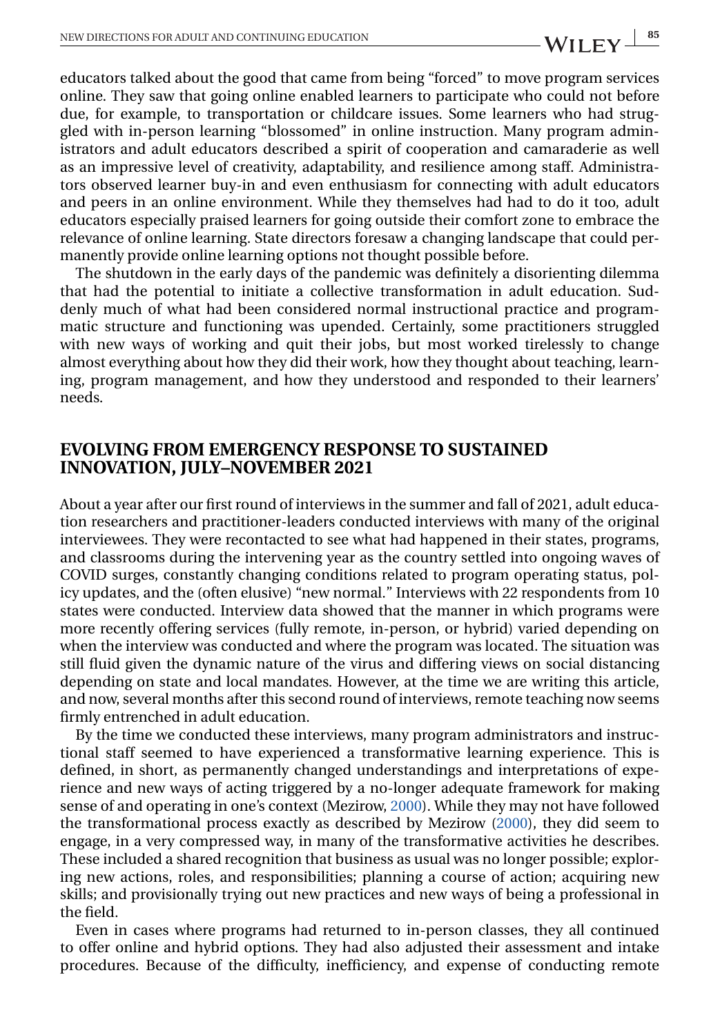educators talked about the good that came from being "forced" to move program services online. They saw that going online enabled learners to participate who could not before due, for example, to transportation or childcare issues. Some learners who had struggled with in-person learning "blossomed" in online instruction. Many program administrators and adult educators described a spirit of cooperation and camaraderie as well as an impressive level of creativity, adaptability, and resilience among staff. Administrators observed learner buy-in and even enthusiasm for connecting with adult educators and peers in an online environment. While they themselves had had to do it too, adult educators especially praised learners for going outside their comfort zone to embrace the relevance of online learning. State directors foresaw a changing landscape that could permanently provide online learning options not thought possible before.

The shutdown in the early days of the pandemic was definitely a disorienting dilemma that had the potential to initiate a collective transformation in adult education. Suddenly much of what had been considered normal instructional practice and programmatic structure and functioning was upended. Certainly, some practitioners struggled with new ways of working and quit their jobs, but most worked tirelessly to change almost everything about how they did their work, how they thought about teaching, learning, program management, and how they understood and responded to their learners' needs.

## EVOLVING FROM EMERGENCY RESPONSE TO SUSTAINED INNOVATION, JULY–NOVEMBER 2021

About a year after our first round of interviews in the summer and fall of 2021, adult education researchers and practitioner-leaders conducted interviews with many of the original interviewees. They were recontacted to see what had happened in their states, programs, and classrooms during the intervening year as the country settled into ongoing waves of COVID surges, constantly changing conditions related to program operating status, policy updates, and the (often elusive) "new normal." Interviews with 22 respondents from 10 states were conducted. Interview data showed that the manner in which programs were more recently offering services (fully remote, in-person, or hybrid) varied depending on when the interview was conducted and where the program was located. The situation was still fluid given the dynamic nature of the virus and differing views on social distancing depending on state and local mandates. However, at the time we are writing this article, and now, several months after this second round of interviews, remote teaching now seems firmly entrenched in adult education.

By the time we conducted these interviews, many program administrators and instructional staff seemed to have experienced a transformative learning experience. This is defined, in short, as permanently changed understandings and interpretations of experience and new ways of acting triggered by a no-longer adequate framework for making sense of and operating in one's context (Mezirow, 2000). While they may not have followed the transformational process exactly as described by Mezirow (2000), they did seem to engage, in a very compressed way, in many of the transformative activities he describes. These included a shared recognition that business as usual was no longer possible; exploring new actions, roles, and responsibilities; planning a course of action; acquiring new skills; and provisionally trying out new practices and new ways of being a professional in the field.

Even in cases where programs had returned to in-person classes, they all continued to offer online and hybrid options. They had also adjusted their assessment and intake procedures. Because of the difficulty, inefficiency, and expense of conducting remote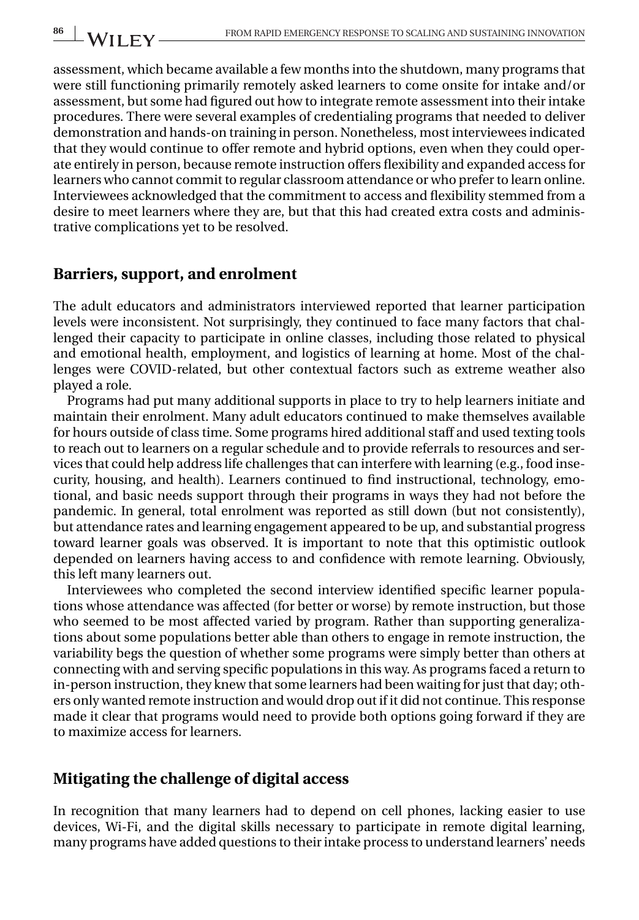assessment, which became available a few months into the shutdown, many programs that were still functioning primarily remotely asked learners to come onsite for intake and/or assessment, but some had figured out how to integrate remote assessment into their intake procedures. There were several examples of credentialing programs that needed to deliver demonstration and hands-on training in person. Nonetheless, most interviewees indicated that they would continue to offer remote and hybrid options, even when they could operate entirely in person, because remote instruction offers flexibility and expanded access for learners who cannot commit to regular classroom attendance or who prefer to learn online. Interviewees acknowledged that the commitment to access and flexibility stemmed from a desire to meet learners where they are, but that this had created extra costs and administrative complications yet to be resolved.

## Barriers, support, and enrolment

The adult educators and administrators interviewed reported that learner participation levels were inconsistent. Not surprisingly, they continued to face many factors that challenged their capacity to participate in online classes, including those related to physical and emotional health, employment, and logistics of learning at home. Most of the challenges were COVID-related, but other contextual factors such as extreme weather also played a role.

Programs had put many additional supports in place to try to help learners initiate and maintain their enrolment. Many adult educators continued to make themselves available for hours outside of class time. Some programs hired additional staff and used texting tools to reach out to learners on a regular schedule and to provide referrals to resources and services that could help address life challenges that can interfere with learning (e.g., food insecurity, housing, and health). Learners continued to find instructional, technology, emotional, and basic needs support through their programs in ways they had not before the pandemic. In general, total enrolment was reported as still down (but not consistently), but attendance rates and learning engagement appeared to be up, and substantial progress toward learner goals was observed. It is important to note that this optimistic outlook depended on learners having access to and confidence with remote learning. Obviously, this left many learners out.

Interviewees who completed the second interview identified specific learner populations whose attendance was affected (for better or worse) by remote instruction, but those who seemed to be most affected varied by program. Rather than supporting generalizations about some populations better able than others to engage in remote instruction, the variability begs the question of whether some programs were simply better than others at connecting with and serving specific populations in this way. As programs faced a return to in-person instruction, they knew that some learners had been waiting for just that day; others only wanted remote instruction and would drop out if it did not continue. This response made it clear that programs would need to provide both options going forward if they are to maximize access for learners.

## Mitigating the challenge of digital access

In recognition that many learners had to depend on cell phones, lacking easier to use devices, Wi-Fi, and the digital skills necessary to participate in remote digital learning, many programs have added questions to their intake process to understand learners' needs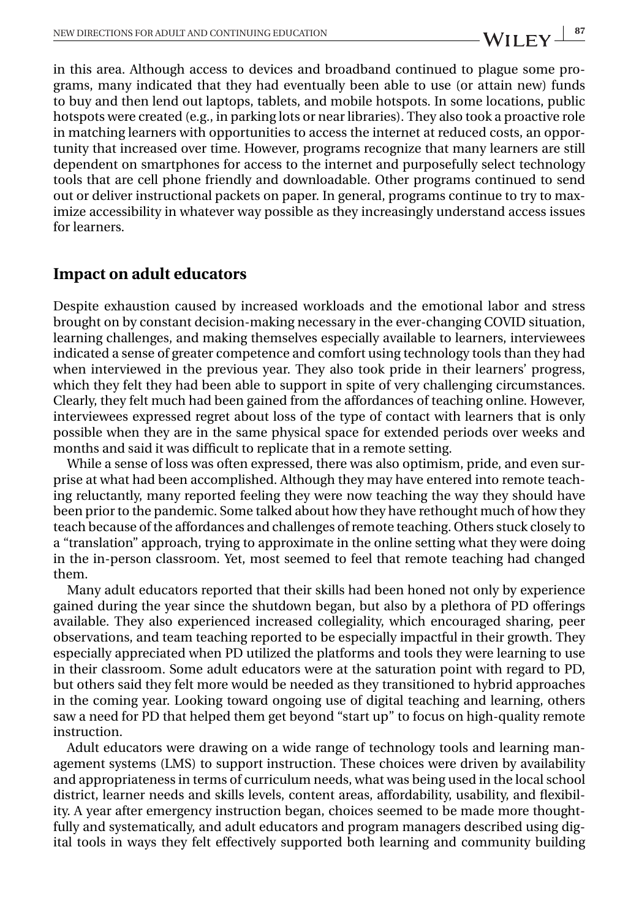in this area. Although access to devices and broadband continued to plague some programs, many indicated that they had eventually been able to use (or attain new) funds to buy and then lend out laptops, tablets, and mobile hotspots. In some locations, public hotspots were created (e.g., in parking lots or near libraries). They also took a proactive role in matching learners with opportunities to access the internet at reduced costs, an opportunity that increased over time. However, programs recognize that many learners are still dependent on smartphones for access to the internet and purposefully select technology tools that are cell phone friendly and downloadable. Other programs continued to send out or deliver instructional packets on paper. In general, programs continue to try to maximize accessibility in whatever way possible as they increasingly understand access issues for learners.

## Impact on adult educators

Despite exhaustion caused by increased workloads and the emotional labor and stress brought on by constant decision-making necessary in the ever-changing COVID situation, learning challenges, and making themselves especially available to learners, interviewees indicated a sense of greater competence and comfort using technology tools than they had when interviewed in the previous year. They also took pride in their learners' progress, which they felt they had been able to support in spite of very challenging circumstances. Clearly, they felt much had been gained from the affordances of teaching online. However, interviewees expressed regret about loss of the type of contact with learners that is only possible when they are in the same physical space for extended periods over weeks and months and said it was difficult to replicate that in a remote setting.

While a sense of loss was often expressed, there was also optimism, pride, and even surprise at what had been accomplished. Although they may have entered into remote teaching reluctantly, many reported feeling they were now teaching the way they should have been prior to the pandemic. Some talked about how they have rethought much of how they teach because of the affordances and challenges of remote teaching. Others stuck closely to a "translation" approach, trying to approximate in the online setting what they were doing in the in-person classroom. Yet, most seemed to feel that remote teaching had changed them.

Many adult educators reported that their skills had been honed not only by experience gained during the year since the shutdown began, but also by a plethora of PD offerings available. They also experienced increased collegiality, which encouraged sharing, peer observations, and team teaching reported to be especially impactful in their growth. They especially appreciated when PD utilized the platforms and tools they were learning to use in their classroom. Some adult educators were at the saturation point with regard to PD, but others said they felt more would be needed as they transitioned to hybrid approaches in the coming year. Looking toward ongoing use of digital teaching and learning, others saw a need for PD that helped them get beyond "start up" to focus on high-quality remote instruction.

Adult educators were drawing on a wide range of technology tools and learning management systems (LMS) to support instruction. These choices were driven by availability and appropriateness in terms of curriculum needs, what was being used in the local school district, learner needs and skills levels, content areas, affordability, usability, and flexibility. A year after emergency instruction began, choices seemed to be made more thoughtfully and systematically, and adult educators and program managers described using digital tools in ways they felt effectively supported both learning and community building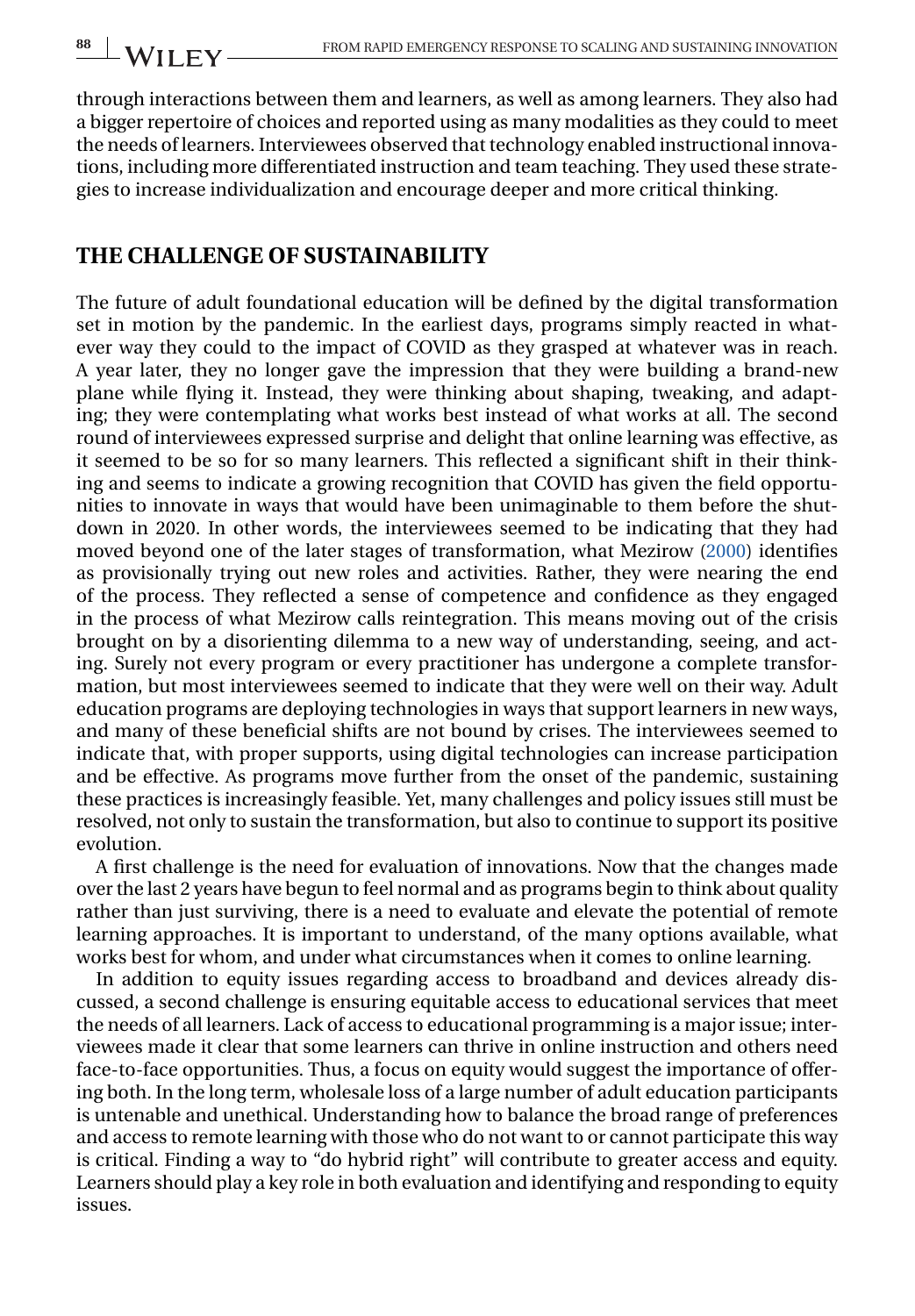through interactions between them and learners, as well as among learners. They also had a bigger repertoire of choices and reported using as many modalities as they could to meet the needs of learners. Interviewees observed that technology enabled instructional innovations, including more differentiated instruction and team teaching. They used these strategies to increase individualization and encourage deeper and more critical thinking.

## THE CHALLENGE OF SUSTAINABILITY

The future of adult foundational education will be defined by the digital transformation set in motion by the pandemic. In the earliest days, programs simply reacted in whatever way they could to the impact of COVID as they grasped at whatever was in reach. A year later, they no longer gave the impression that they were building a brand-new plane while flying it. Instead, they were thinking about shaping, tweaking, and adapting; they were contemplating what works best instead of what works at all. The second round of interviewees expressed surprise and delight that online learning was effective, as it seemed to be so for so many learners. This reflected a significant shift in their thinking and seems to indicate a growing recognition that COVID has given the field opportunities to innovate in ways that would have been unimaginable to them before the shutdown in 2020. In other words, the interviewees seemed to be indicating that they had moved beyond one of the later stages of transformation, what Mezirow (2000) identifies as provisionally trying out new roles and activities. Rather, they were nearing the end of the process. They reflected a sense of competence and confidence as they engaged in the process of what Mezirow calls reintegration. This means moving out of the crisis brought on by a disorienting dilemma to a new way of understanding, seeing, and acting. Surely not every program or every practitioner has undergone a complete transformation, but most interviewees seemed to indicate that they were well on their way. Adult education programs are deploying technologies in ways that support learners in new ways, and many of these beneficial shifts are not bound by crises. The interviewees seemed to indicate that, with proper supports, using digital technologies can increase participation and be effective. As programs move further from the onset of the pandemic, sustaining these practices is increasingly feasible. Yet, many challenges and policy issues still must be resolved, not only to sustain the transformation, but also to continue to support its positive evolution.

A first challenge is the need for evaluation of innovations. Now that the changes made over the last 2 years have begun to feel normal and as programs begin to think about quality rather than just surviving, there is a need to evaluate and elevate the potential of remote learning approaches. It is important to understand, of the many options available, what works best for whom, and under what circumstances when it comes to online learning.

In addition to equity issues regarding access to broadband and devices already discussed, a second challenge is ensuring equitable access to educational services that meet the needs of all learners. Lack of access to educational programming is a major issue; interviewees made it clear that some learners can thrive in online instruction and others need face-to-face opportunities. Thus, a focus on equity would suggest the importance of offering both. In the long term, wholesale loss of a large number of adult education participants is untenable and unethical. Understanding how to balance the broad range of preferences and access to remote learning with those who do not want to or cannot participate this way is critical. Finding a way to "do hybrid right" will contribute to greater access and equity. Learners should play a key role in both evaluation and identifying and responding to equity issues.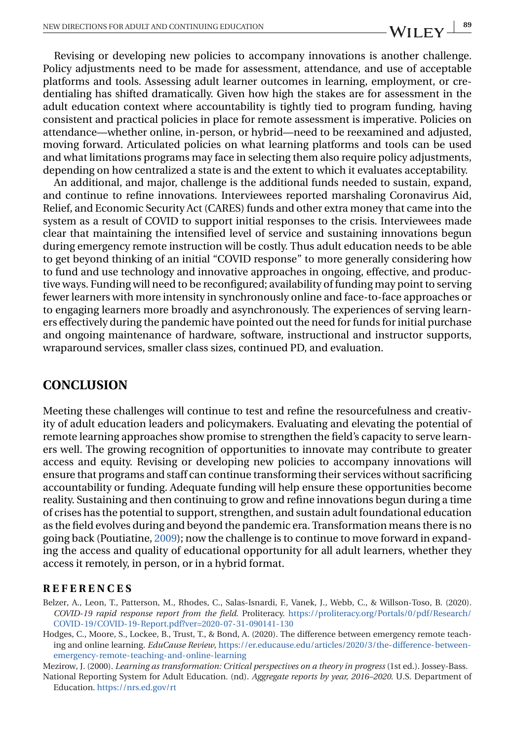Revising or developing new policies to accompany innovations is another challenge. Policy adjustments need to be made for assessment, attendance, and use of acceptable platforms and tools. Assessing adult learner outcomes in learning, employment, or credentialing has shifted dramatically. Given how high the stakes are for assessment in the adult education context where accountability is tightly tied to program funding, having consistent and practical policies in place for remote assessment is imperative. Policies on attendance—whether online, in-person, or hybrid—need to be reexamined and adjusted, moving forward. Articulated policies on what learning platforms and tools can be used and what limitations programs may face in selecting them also require policy adjustments, depending on how centralized a state is and the extent to which it evaluates acceptability.

An additional, and major, challenge is the additional funds needed to sustain, expand, and continue to refine innovations. Interviewees reported marshaling Coronavirus Aid, Relief, and Economic Security Act (CARES) funds and other extra money that came into the system as a result of COVID to support initial responses to the crisis. Interviewees made clear that maintaining the intensified level of service and sustaining innovations begun during emergency remote instruction will be costly. Thus adult education needs to be able to get beyond thinking of an initial "COVID response" to more generally considering how to fund and use technology and innovative approaches in ongoing, effective, and productive ways. Funding will need to be reconfigured; availability of funding may point to serving fewer learners with more intensity in synchronously online and face-to-face approaches or to engaging learners more broadly and asynchronously. The experiences of serving learners effectively during the pandemic have pointed out the need for funds for initial purchase and ongoing maintenance of hardware, software, instructional and instructor supports, wraparound services, smaller class sizes, continued PD, and evaluation.

## CONCLUSION

Meeting these challenges will continue to test and refine the resourcefulness and creativity of adult education leaders and policymakers. Evaluating and elevating the potential of remote learning approaches show promise to strengthen the field's capacity to serve learners well. The growing recognition of opportunities to innovate may contribute to greater access and equity. Revising or developing new policies to accompany innovations will ensure that programs and staff can continue transforming their services without sacrificing accountability or funding. Adequate funding will help ensure these opportunities become reality. Sustaining and then continuing to grow and refine innovations begun during a time of crises has the potential to support, strengthen, and sustain adult foundational education as the field evolves during and beyond the pandemic era. Transformation means there is no going back (Poutiatine, 2009); now the challenge is to continue to move forward in expanding the access and quality of educational opportunity for all adult learners, whether they access it remotely, in person, or in a hybrid format.

## REFERENCES

Belzer, A., Leon, T., Patterson, M., Rhodes, C., Salas-Isnardi, F., Vanek, J., Webb, C., & Willson-Toso, B. (2020). *COVID-19 rapid response report from the field*. Proliteracy. https://proliteracy.org/Portals/0/pdf/Research/COVID-19/COVID-19-Report.pdf?ver=2020-07-31-090141-130

Hodges, C., Moore, S., Lockee, B., Trust, T., & Bond, A. (2020). The difference between emergency remote teaching and online learning. *EduCause Review*, https://er.educause.edu/articles/2020/3/the-difference-between-emergency-remote-teaching-and-online-learning

Mezirow, J. (2000). *Learning as transformation: Critical perspectives on a theory in progress* (1st ed.). Jossey-Bass.

National Reporting System for Adult Education. (nd). *Aggregate reports by year, 2016–2020*. U.S. Department of Education. https://nrs.ed.gov/rt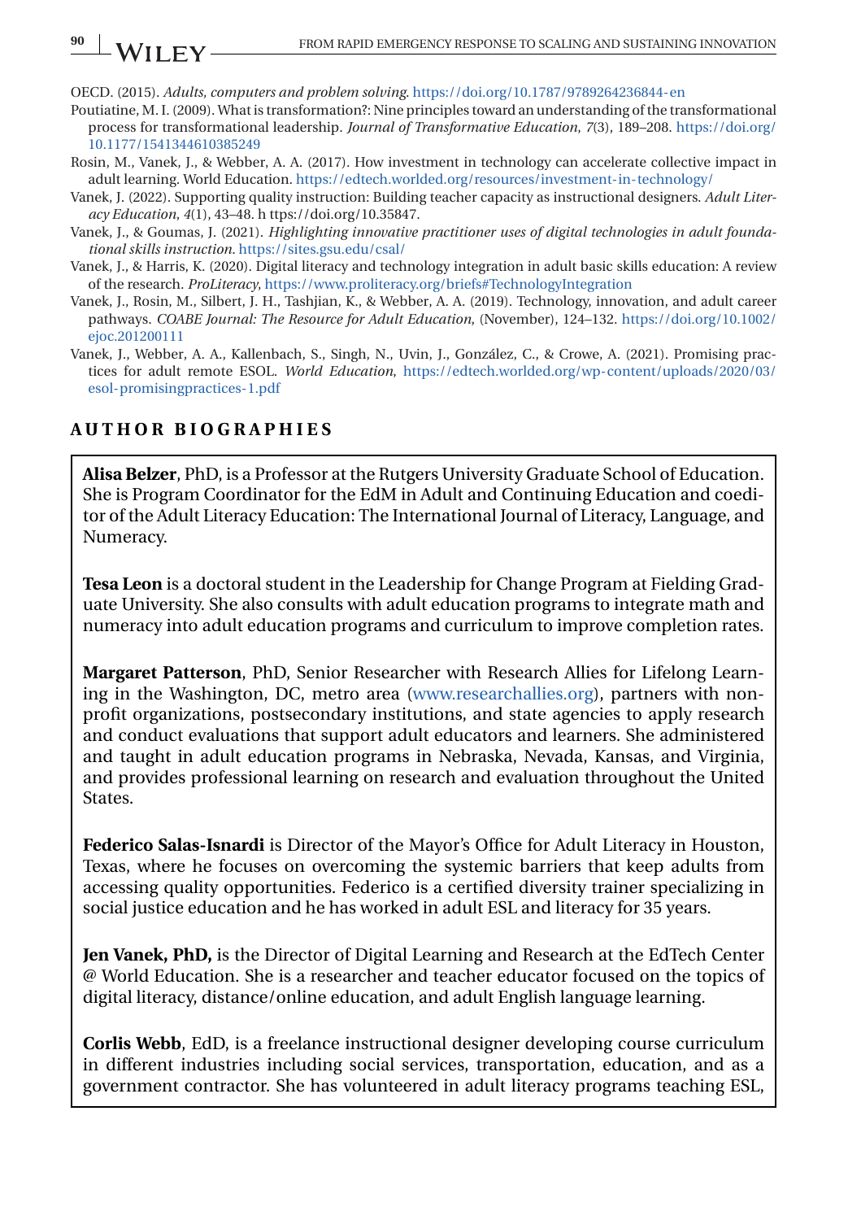OECD. (2015). *Adults, computers and problem solving*. https://doi.org/10.1787/9789264236844-en

Poutiatine, M. I. (2009). What is transformation?: Nine principles toward an understanding of the transformational process for transformational leadership. *Journal of Transformative Education*, *7*(3), 189–208. https://doi.org/10.1177/1541344610385249

Rosin, M., Vanek, J., & Webber, A. A. (2017). How investment in technology can accelerate collective impact in adult learning. World Education. https://edtech.worlded.org/resources/investment-in-technology/

Vanek, J. (2022). Supporting quality instruction: Building teacher capacity as instructional designers. *Adult Literacy Education*, *4*(1), 43–48. h ttps://doi.org/10.35847.

Vanek, J., & Goumas, J. (2021). *Highlighting innovative practitioner uses of digital technologies in adult foundational skills instruction*. https://sites.gsu.edu/csal/

Vanek, J., & Harris, K. (2020). Digital literacy and technology integration in adult basic skills education: A review of the research. *ProLiteracy*, https://www.proliteracy.org/briefs#TechnologyIntegration

Vanek, J., Rosin, M., Silbert, J. H., Tashjian, K., & Webber, A. A. (2019). Technology, innovation, and adult career pathways. *COABE Journal: The Resource for Adult Education*, (November), 124–132. https://doi.org/10.1002/ejoc.201200111

Vanek, J., Webber, A. A., Kallenbach, S., Singh, N., Uvin, J., González, C., & Crowe, A. (2021). Promising practices for adult remote ESOL. *World Education*, https://edtech.worlded.org/wp-content/uploads/2020/03/esol-promisingpractices-1.pdf

## AUTHOR BIOGRAPHIES

**Alisa Belzer**, PhD, is a Professor at the Rutgers University Graduate School of Education. She is Program Coordinator for the EdM in Adult and Continuing Education and coeditor of the Adult Literacy Education: The International Journal of Literacy, Language, and Numeracy.

**Tesa Leon** is a doctoral student in the Leadership for Change Program at Fielding Graduate University. She also consults with adult education programs to integrate math and numeracy into adult education programs and curriculum to improve completion rates.

**Margaret Patterson**, PhD, Senior Researcher with Research Allies for Lifelong Learning in the Washington, DC, metro area (www.researchallies.org), partners with nonprofit organizations, postsecondary institutions, and state agencies to apply research and conduct evaluations that support adult educators and learners. She administered and taught in adult education programs in Nebraska, Nevada, Kansas, and Virginia, and provides professional learning on research and evaluation throughout the United States.

**Federico Salas-Isnardi** is Director of the Mayor's Office for Adult Literacy in Houston, Texas, where he focuses on overcoming the systemic barriers that keep adults from accessing quality opportunities. Federico is a certified diversity trainer specializing in social justice education and he has worked in adult ESL and literacy for 35 years.

**Jen Vanek, PhD,** is the Director of Digital Learning and Research at the EdTech Center @ World Education. She is a researcher and teacher educator focused on the topics of digital literacy, distance/online education, and adult English language learning.

**Corlis Webb**, EdD, is a freelance instructional designer developing course curriculum in different industries including social services, transportation, education, and as a government contractor. She has volunteered in adult literacy programs teaching ESL,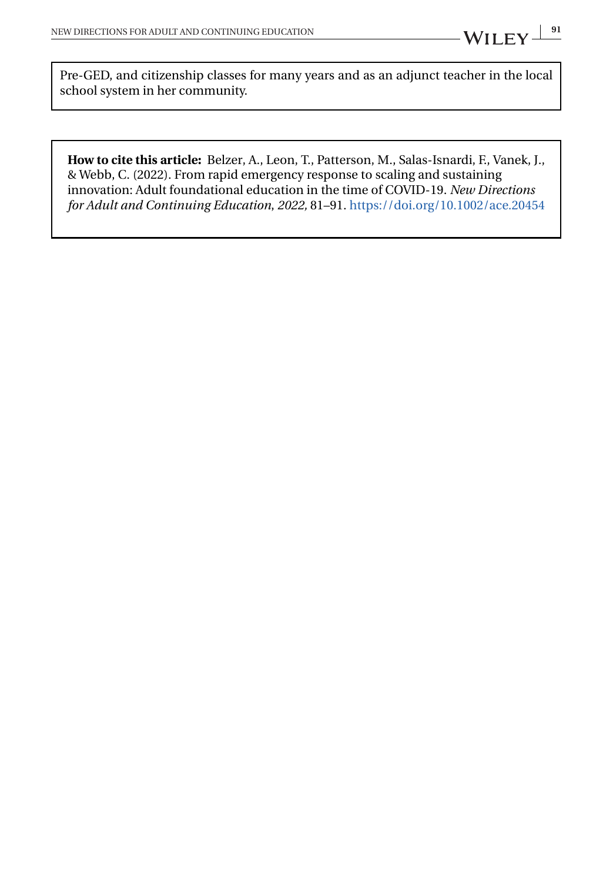Pre-GED, and citizenship classes for many years and as an adjunct teacher in the local school system in her community.

**How to cite this article:** Belzer, A., Leon, T., Patterson, M., Salas-Isnardi, F., Vanek, J., & Webb, C. (2022). From rapid emergency response to scaling and sustaining innovation: Adult foundational education in the time of COVID-19. *New Directions for Adult and Continuing Education*, *2022,* 81–91. https://doi.org/10.1002/ace.20454